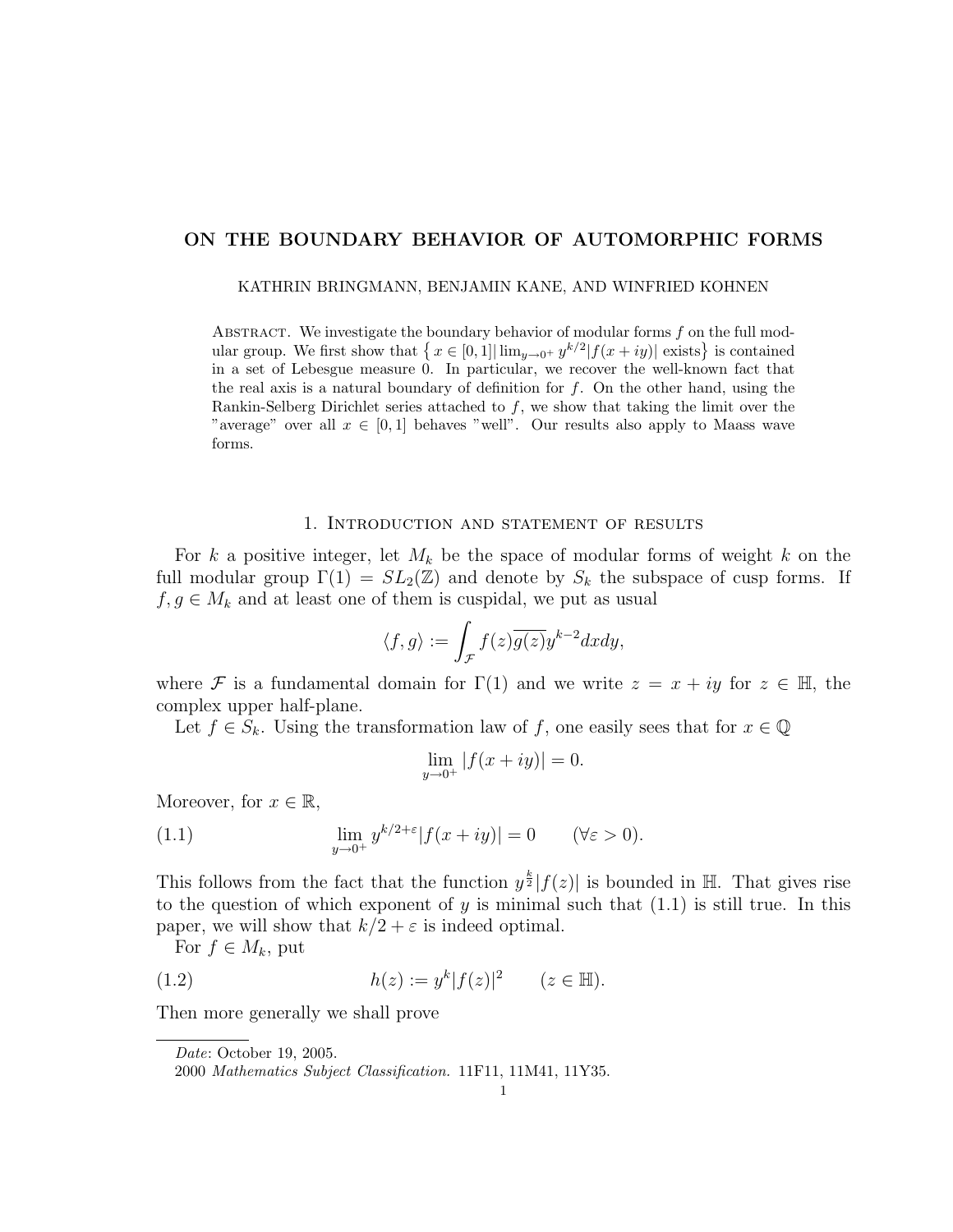# ON THE BOUNDARY BEHAVIOR OF AUTOMORPHIC FORMS

KATHRIN BRINGMANN, BENJAMIN KANE, AND WINFRIED KOHNEN

Abstract. We investigate the boundary behavior of modular forms $f$ on the full modular group. We first show that $\left\{ x \in [0,1] \middle| \lim_{y\to 0^+} y^{k/2}|f(x+iy)| \text{ exists}\right\}$ is contained in a set of Lebesgue measure 0. In particular, we recover the well-known fact that the real axis is a natural boundary of definition for $f$. On the other hand, using the Rankin-Selberg Dirichlet series attached to $f$, we show that taking the limit over the "average" over all $x \in [0,1]$ behaves "well". Our results also apply to Maass wave forms.

## 1. Introduction and statement of results

For $k$ a positive integer, let $M_k$ be the space of modular forms of weight $k$ on the full modular group $\Gamma(1) = SL_2(\mathbb{Z})$ and denote by $S_k$ the subspace of cusp forms. If $f, g \in M_k$ and at least one of them is cuspidal, we put as usual

$$\langle f, g\rangle := \int_{\mathcal{F}} f(z)\overline{g(z)}y^{k-2}dxdy,$$

where $\mathcal{F}$ is a fundamental domain for $\Gamma(1)$ and we write $z = x + iy$ for $z \in \mathbb{H}$, the complex upper half-plane.

Let $f \in S_k$. Using the transformation law of $f$, one easily sees that for $x \in \mathbb{Q}$

$$\lim_{y\to 0^+} |f(x+iy)| = 0.$$

Moreover, for $x \in \mathbb{R}$,

$$\lim_{y\to 0^+} y^{k/2+\varepsilon}|f(x+iy)| = 0 \qquad (\forall \varepsilon > 0). \tag{1.1}$$

This follows from the fact that the function $y^{\frac{k}{2}}|f(z)|$ is bounded in $\mathbb{H}$. That gives rise to the question of which exponent of $y$ is minimal such that (1.1) is still true. In this paper, we will show that $k/2 + \varepsilon$ is indeed optimal.

For $f \in M_k$, put

$$h(z) := y^k|f(z)|^2 \qquad (z \in \mathbb{H}). \tag{1.2}$$

Then more generally we shall prove

*Date*: October 19, 2005.

2000 *Mathematics Subject Classification.* 11F11, 11M41, 11Y35.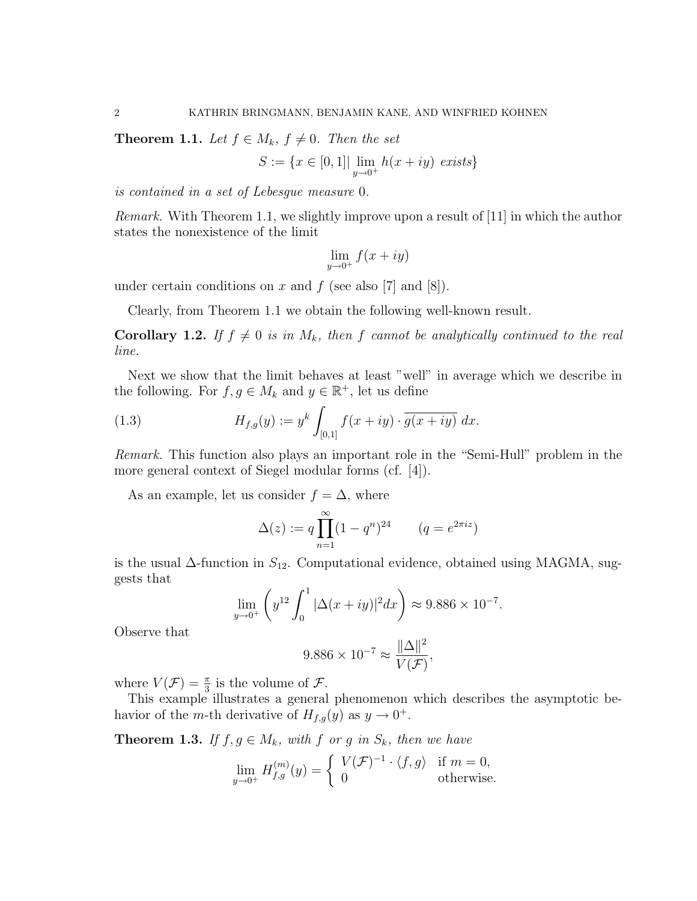**Theorem 1.1.** *Let $f \in M_k$, $f \neq 0$. Then the set*

$$S := \{x \in [0,1] | \lim_{y \to 0^+} h(x+iy) \text{ exists}\}$$

*is contained in a set of Lebesgue measure 0.*

*Remark.* With Theorem 1.1, we slightly improve upon a result of [11] in which the author states the nonexistence of the limit

$$\lim_{y \to 0^+} f(x+iy)$$

under certain conditions on $x$ and $f$ (see also [7] and [8]).

Clearly, from Theorem 1.1 we obtain the following well-known result.

**Corollary 1.2.** *If $f \neq 0$ is in $M_k$, then $f$ cannot be analytically continued to the real line.*

Next we show that the limit behaves at least "well" in average which we describe in the following. For $f, g \in M_k$ and $y \in \mathbb{R}^+$, let us define

$$H_{f,g}(y) := y^k \int_{[0,1]} f(x+iy) \cdot \overline{g(x+iy)}\, dx. \tag{1.3}$$

*Remark.* This function also plays an important role in the "Semi-Hull" problem in the more general context of Siegel modular forms (cf. [4]).

As an example, let us consider $f = \Delta$, where

$$\Delta(z) := q \prod_{n=1}^{\infty} (1-q^n)^{24} \qquad (q = e^{2\pi i z})$$

is the usual $\Delta$-function in $S_{12}$. Computational evidence, obtained using MAGMA, suggests that

$$\lim_{y \to 0^+} \left( y^{12} \int_0^1 |\Delta(x+iy)|^2 dx \right) \approx 9.886 \times 10^{-7}.$$

Observe that

$$9.886 \times 10^{-7} \approx \frac{\|\Delta\|^2}{V(\mathcal{F})},$$

where $V(\mathcal{F}) = \frac{\pi}{3}$ is the volume of $\mathcal{F}$.

This example illustrates a general phenomenon which describes the asymptotic behavior of the $m$-th derivative of $H_{f,g}(y)$ as $y \to 0^+$.

**Theorem 1.3.** *If $f, g \in M_k$, with $f$ or $g$ in $S_k$, then we have*

$$\lim_{y \to 0^+} H_{f,g}^{(m)}(y) = \begin{cases} V(\mathcal{F})^{-1} \cdot \langle f, g \rangle & \text{if } m = 0, \\ 0 & \text{otherwise.} \end{cases}$$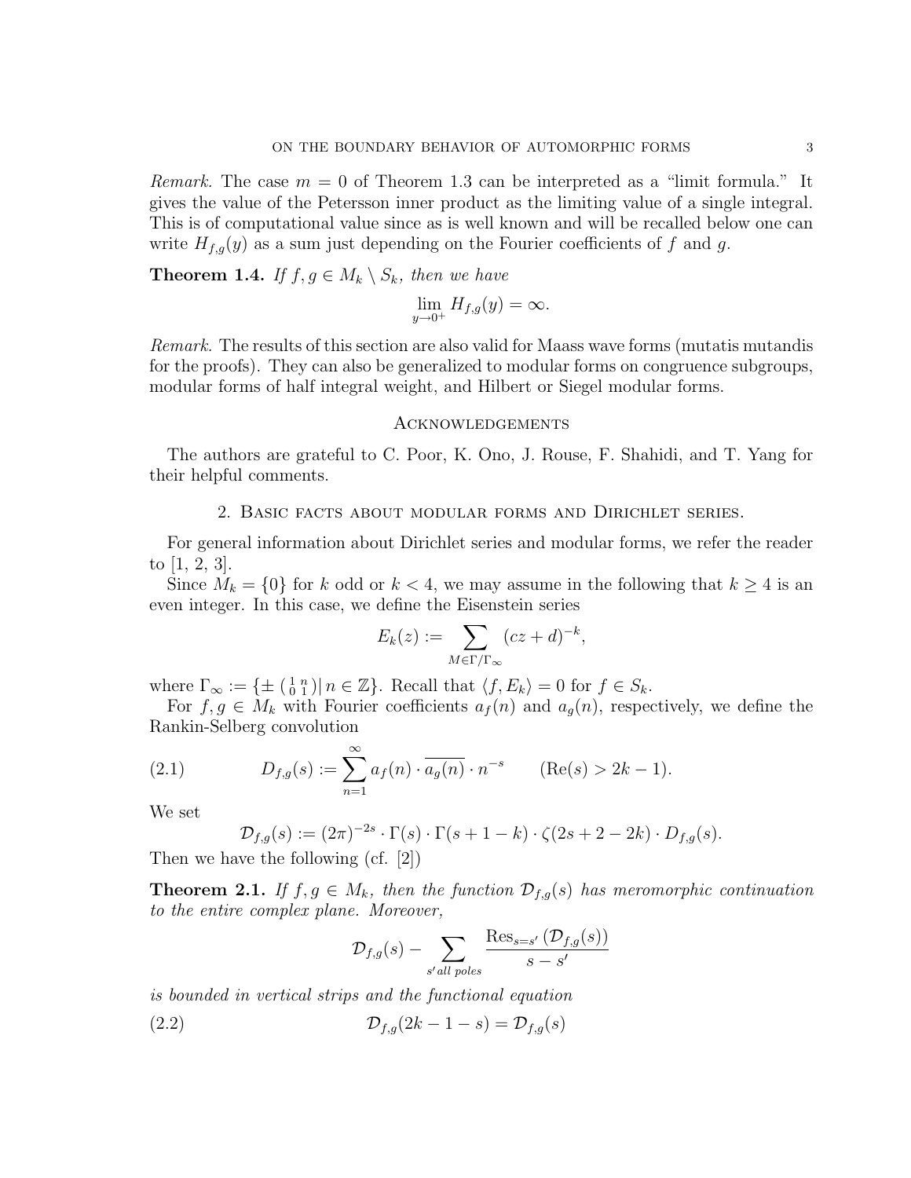*Remark.* The case $m = 0$ of Theorem 1.3 can be interpreted as a "limit formula." It gives the value of the Petersson inner product as the limiting value of a single integral. This is of computational value since as is well known and will be recalled below one can write $H_{f,g}(y)$ as a sum just depending on the Fourier coefficients of $f$ and $g$.

**Theorem 1.4.** *If $f, g \in M_k \setminus S_k$, then we have*

$$\lim_{y \to 0^+} H_{f,g}(y) = \infty.$$

*Remark.* The results of this section are also valid for Maass wave forms (mutatis mutandis for the proofs). They can also be generalized to modular forms on congruence subgroups, modular forms of half integral weight, and Hilbert or Siegel modular forms.

## Acknowledgements

The authors are grateful to C. Poor, K. Ono, J. Rouse, F. Shahidi, and T. Yang for their helpful comments.

## 2. Basic facts about modular forms and Dirichlet series.

For general information about Dirichlet series and modular forms, we refer the reader to [1, 2, 3].

Since $M_k = \{0\}$ for $k$ odd or $k < 4$, we may assume in the following that $k \geq 4$ is an even integer. In this case, we define the Eisenstein series

$$E_k(z) := \sum_{M \in \Gamma/\Gamma_\infty} (cz + d)^{-k},$$

where $\Gamma_\infty := \{\pm \left(\begin{smallmatrix} 1 & n \\ 0 & 1 \end{smallmatrix}\right) | \, n \in \mathbb{Z}\}$. Recall that $\langle f, E_k \rangle = 0$ for $f \in S_k$.

For $f, g \in M_k$ with Fourier coefficients $a_f(n)$ and $a_g(n)$, respectively, we define the Rankin-Selberg convolution

$$D_{f,g}(s) := \sum_{n=1}^{\infty} a_f(n) \cdot \overline{a_g(n)} \cdot n^{-s} \qquad (\mathrm{Re}(s) > 2k - 1). \tag{2.1}$$

We set

$$\mathcal{D}_{f,g}(s) := (2\pi)^{-2s} \cdot \Gamma(s) \cdot \Gamma(s + 1 - k) \cdot \zeta(2s + 2 - 2k) \cdot D_{f,g}(s).$$

Then we have the following (cf. [2])

**Theorem 2.1.** *If $f, g \in M_k$, then the function $\mathcal{D}_{f,g}(s)$ has meromorphic continuation to the entire complex plane. Moreover,*

$$\mathcal{D}_{f,g}(s) - \sum_{s' \, \text{all poles}} \frac{\mathrm{Res}_{s=s'} \left(\mathcal{D}_{f,g}(s)\right)}{s - s'}$$

*is bounded in vertical strips and the functional equation*

$$\mathcal{D}_{f,g}(2k - 1 - s) = \mathcal{D}_{f,g}(s) \tag{2.2}$$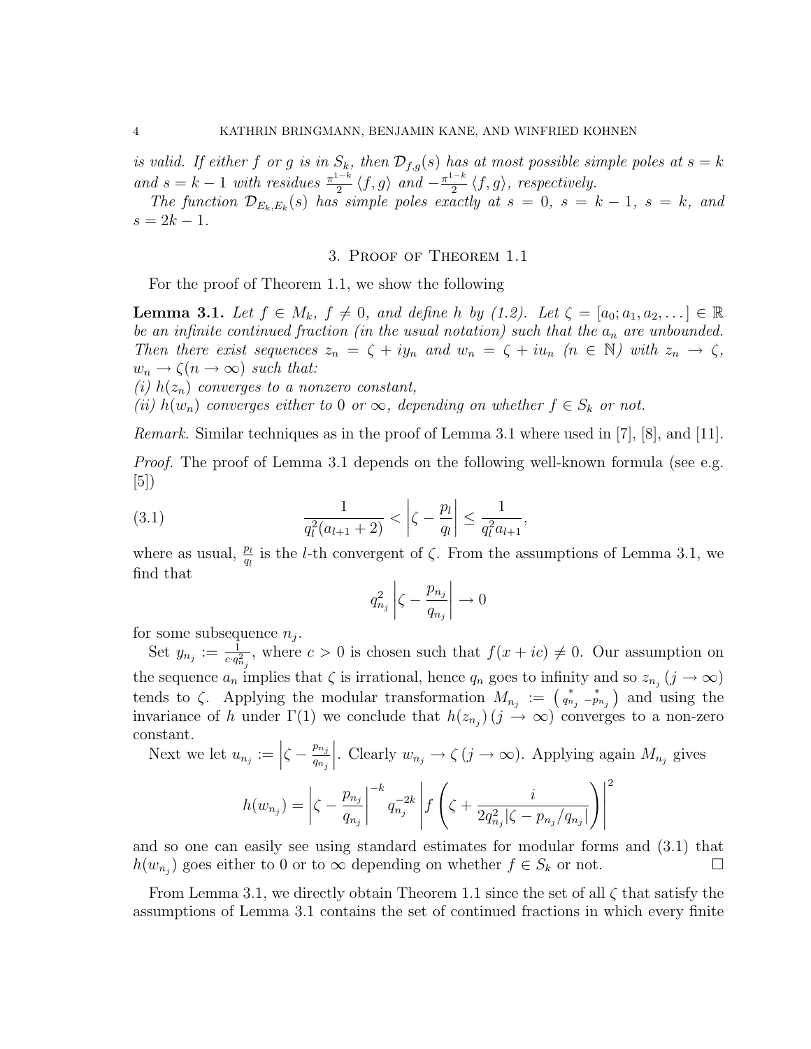*is valid. If either $f$ or $g$ is in $S_k$, then $\mathcal{D}_{f,g}(s)$ has at most possible simple poles at $s = k$ and $s = k-1$ with residues $\frac{\pi^{1-k}}{2}\langle f, g\rangle$ and $-\frac{\pi^{1-k}}{2}\langle f, g\rangle$, respectively.*

*The function $\mathcal{D}_{E_k,E_k}(s)$ has simple poles exactly at $s = 0$, $s = k-1$, $s = k$, and $s = 2k-1$.*

## 3. Proof of Theorem 1.1

For the proof of Theorem 1.1, we show the following

**Lemma 3.1.** *Let $f \in M_k$, $f \neq 0$, and define $h$ by (1.2). Let $\zeta = [a_0; a_1, a_2, \dots] \in \mathbb{R}$ be an infinite continued fraction (in the usual notation) such that the $a_n$ are unbounded. Then there exist sequences $z_n = \zeta + iy_n$ and $w_n = \zeta + iu_n$ ($n \in \mathbb{N}$) with $z_n \to \zeta$, $w_n \to \zeta (n \to \infty)$ such that:*
*(i) $h(z_n)$ converges to a nonzero constant,*
*(ii) $h(w_n)$ converges either to 0 or $\infty$, depending on whether $f \in S_k$ or not.*

*Remark.* Similar techniques as in the proof of Lemma 3.1 where used in [7], [8], and [11].

*Proof.* The proof of Lemma 3.1 depends on the following well-known formula (see e.g. [5])

$$\frac{1}{q_l^2(a_{l+1}+2)} < \left|\zeta - \frac{p_l}{q_l}\right| \leq \frac{1}{q_l^2 a_{l+1}}, \tag{3.1}$$

where as usual, $\frac{p_l}{q_l}$ is the $l$-th convergent of $\zeta$. From the assumptions of Lemma 3.1, we find that

$$q_{n_j}^2\left|\zeta - \frac{p_{n_j}}{q_{n_j}}\right| \to 0$$

for some subsequence $n_j$.

Set $y_{n_j} := \frac{1}{c \cdot q_{n_j}^2}$, where $c > 0$ is chosen such that $f(x + ic) \neq 0$. Our assumption on the sequence $a_n$ implies that $\zeta$ is irrational, hence $q_n$ goes to infinity and so $z_{n_j}\,(j \to \infty)$ tends to $\zeta$. Applying the modular transformation $M_{n_j} := \left(\begin{smallmatrix} * & * \\ q_{n_j} & -p_{n_j}\end{smallmatrix}\right)$ and using the invariance of $h$ under $\Gamma(1)$ we conclude that $h(z_{n_j})\,(j \to \infty)$ converges to a non-zero constant.

Next we let $u_{n_j} := \left|\zeta - \frac{p_{n_j}}{q_{n_j}}\right|$. Clearly $w_{n_j} \to \zeta\,(j \to \infty)$. Applying again $M_{n_j}$ gives

$$h(w_{n_j}) = \left|\zeta - \frac{p_{n_j}}{q_{n_j}}\right|^{-k} q_{n_j}^{-2k}\left|f\left(\zeta + \frac{i}{2q_{n_j}^2|\zeta - p_{n_j}/q_{n_j}|}\right)\right|^2$$

and so one can easily see using standard estimates for modular forms and (3.1) that $h(w_{n_j})$ goes either to 0 or to $\infty$ depending on whether $f \in S_k$ or not. $\square$

From Lemma 3.1, we directly obtain Theorem 1.1 since the set of all $\zeta$ that satisfy the assumptions of Lemma 3.1 contains the set of continued fractions in which every finite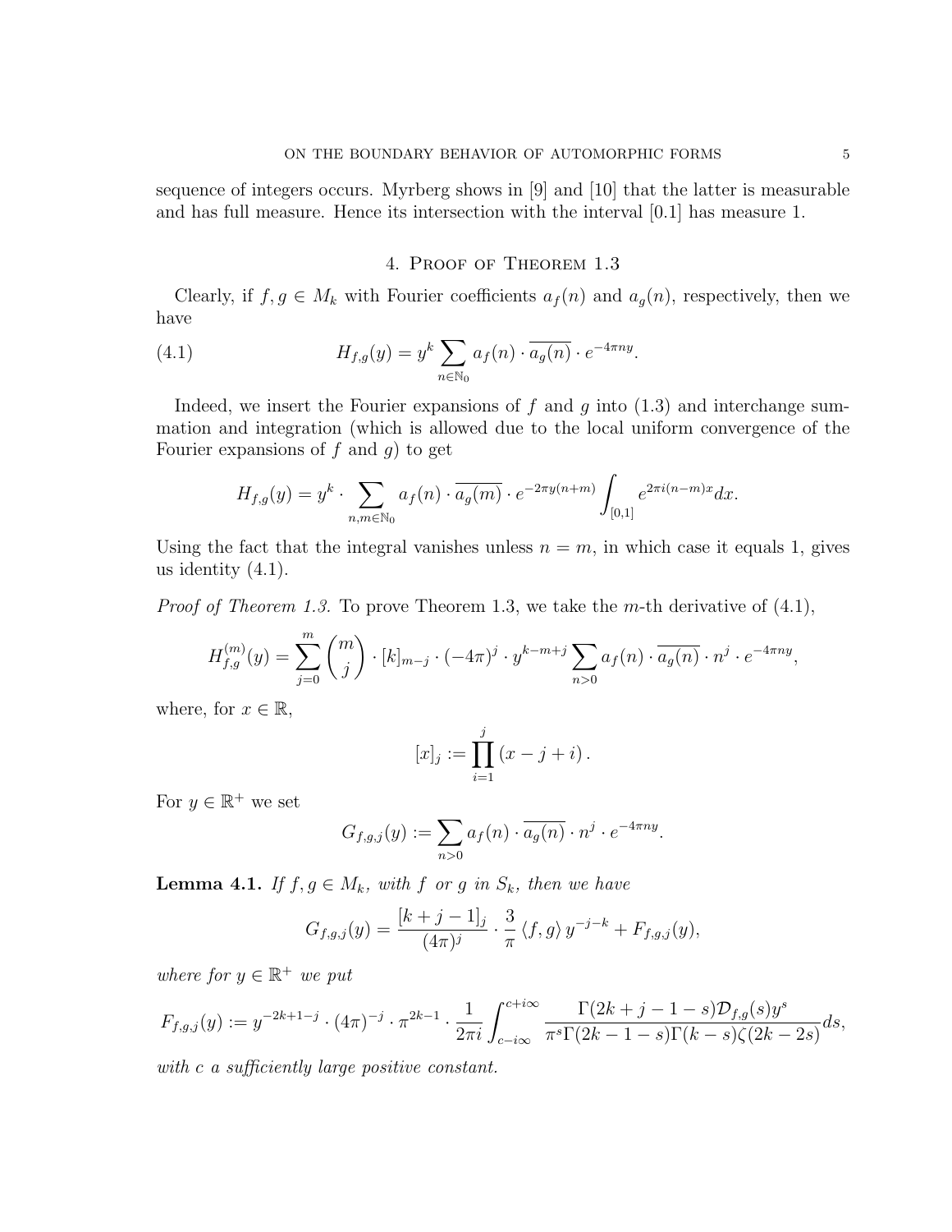sequence of integers occurs. Myrberg shows in [9] and [10] that the latter is measurable and has full measure. Hence its intersection with the interval [0.1] has measure 1.

## 4. Proof of Theorem 1.3

Clearly, if $f, g \in M_k$ with Fourier coefficients $a_f(n)$ and $a_g(n)$, respectively, then we have

$$H_{f,g}(y) = y^k \sum_{n \in \mathbb{N}_0} a_f(n) \cdot \overline{a_g(n)} \cdot e^{-4\pi n y}. \tag{4.1}$$

Indeed, we insert the Fourier expansions of $f$ and $g$ into (1.3) and interchange summation and integration (which is allowed due to the local uniform convergence of the Fourier expansions of $f$ and $g$) to get

$$H_{f,g}(y) = y^k \cdot \sum_{n,m \in \mathbb{N}_0} a_f(n) \cdot \overline{a_g(m)} \cdot e^{-2\pi y(n+m)} \int_{[0,1]} e^{2\pi i(n-m)x} dx.$$

Using the fact that the integral vanishes unless $n = m$, in which case it equals 1, gives us identity (4.1).

*Proof of Theorem 1.3.* To prove Theorem 1.3, we take the $m$-th derivative of (4.1),

$$H_{f,g}^{(m)}(y) = \sum_{j=0}^{m} \binom{m}{j} \cdot [k]_{m-j} \cdot (-4\pi)^j \cdot y^{k-m+j} \sum_{n>0} a_f(n) \cdot \overline{a_g(n)} \cdot n^j \cdot e^{-4\pi n y},$$

where, for $x \in \mathbb{R}$,

$$[x]_j := \prod_{i=1}^{j} (x - j + i).$$

For $y \in \mathbb{R}^+$ we set

$$G_{f,g,j}(y) := \sum_{n>0} a_f(n) \cdot \overline{a_g(n)} \cdot n^j \cdot e^{-4\pi n y}.$$

**Lemma 4.1.** *If $f, g \in M_k$, with $f$ or $g$ in $S_k$, then we have*

$$G_{f,g,j}(y) = \frac{[k+j-1]_j}{(4\pi)^j} \cdot \frac{3}{\pi} \langle f, g \rangle \, y^{-j-k} + F_{f,g,j}(y),$$

*where for $y \in \mathbb{R}^+$ we put*

$$F_{f,g,j}(y) := y^{-2k+1-j} \cdot (4\pi)^{-j} \cdot \pi^{2k-1} \cdot \frac{1}{2\pi i} \int_{c-i\infty}^{c+i\infty} \frac{\Gamma(2k+j-1-s)\mathcal{D}_{f,g}(s) y^s}{\pi^s \Gamma(2k-1-s)\Gamma(k-s)\zeta(2k-2s)} ds,$$

*with $c$ a sufficiently large positive constant.*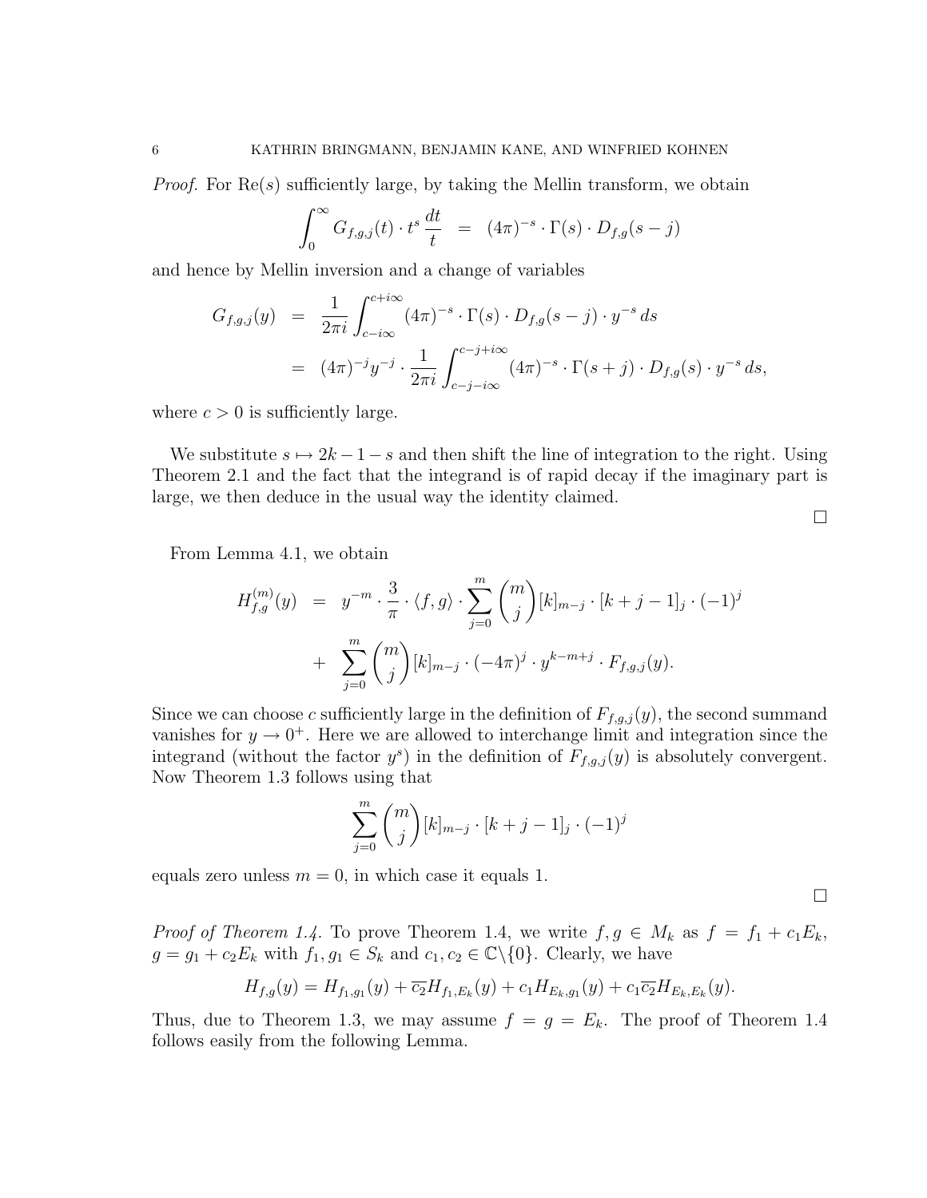*Proof.* For $\mathrm{Re}(s)$ sufficiently large, by taking the Mellin transform, we obtain

$$\int_0^\infty G_{f,g,j}(t) \cdot t^s \, \frac{dt}{t} \;\; = \;\; (4\pi)^{-s} \cdot \Gamma(s) \cdot D_{f,g}(s-j)$$

and hence by Mellin inversion and a change of variables

$$\begin{aligned} G_{f,g,j}(y) &= \frac{1}{2\pi i} \int_{c-i\infty}^{c+i\infty} (4\pi)^{-s} \cdot \Gamma(s) \cdot D_{f,g}(s-j) \cdot y^{-s} \, ds \\ &= (4\pi)^{-j} y^{-j} \cdot \frac{1}{2\pi i} \int_{c-j-i\infty}^{c-j+i\infty} (4\pi)^{-s} \cdot \Gamma(s+j) \cdot D_{f,g}(s) \cdot y^{-s} \, ds, \end{aligned}$$

where $c > 0$ is sufficiently large.

We substitute $s \mapsto 2k-1-s$ and then shift the line of integration to the right. Using Theorem 2.1 and the fact that the integrand is of rapid decay if the imaginary part is large, we then deduce in the usual way the identity claimed.

□

From Lemma 4.1, we obtain

$$\begin{aligned} H_{f,g}^{(m)}(y) &= y^{-m} \cdot \frac{3}{\pi} \cdot \langle f, g \rangle \cdot \sum_{j=0}^{m} \binom{m}{j} [k]_{m-j} \cdot [k+j-1]_j \cdot (-1)^j \\ &+ \sum_{j=0}^{m} \binom{m}{j} [k]_{m-j} \cdot (-4\pi)^j \cdot y^{k-m+j} \cdot F_{f,g,j}(y). \end{aligned}$$

Since we can choose $c$ sufficiently large in the definition of $F_{f,g,j}(y)$, the second summand vanishes for $y \to 0^+$. Here we are allowed to interchange limit and integration since the integrand (without the factor $y^s$) in the definition of $F_{f,g,j}(y)$ is absolutely convergent. Now Theorem 1.3 follows using that

$$\sum_{j=0}^{m} \binom{m}{j} [k]_{m-j} \cdot [k+j-1]_j \cdot (-1)^j$$

equals zero unless $m = 0$, in which case it equals 1.

□

*Proof of Theorem 1.4.* To prove Theorem 1.4, we write $f, g \in M_k$ as $f = f_1 + c_1 E_k$, $g = g_1 + c_2 E_k$ with $f_1, g_1 \in S_k$ and $c_1, c_2 \in \mathbb{C}\backslash\{0\}$. Clearly, we have

$$H_{f,g}(y) = H_{f_1,g_1}(y) + \overline{c_2} H_{f_1,E_k}(y) + c_1 H_{E_k,g_1}(y) + c_1 \overline{c_2} H_{E_k,E_k}(y).$$

Thus, due to Theorem 1.3, we may assume $f = g = E_k$. The proof of Theorem 1.4 follows easily from the following Lemma.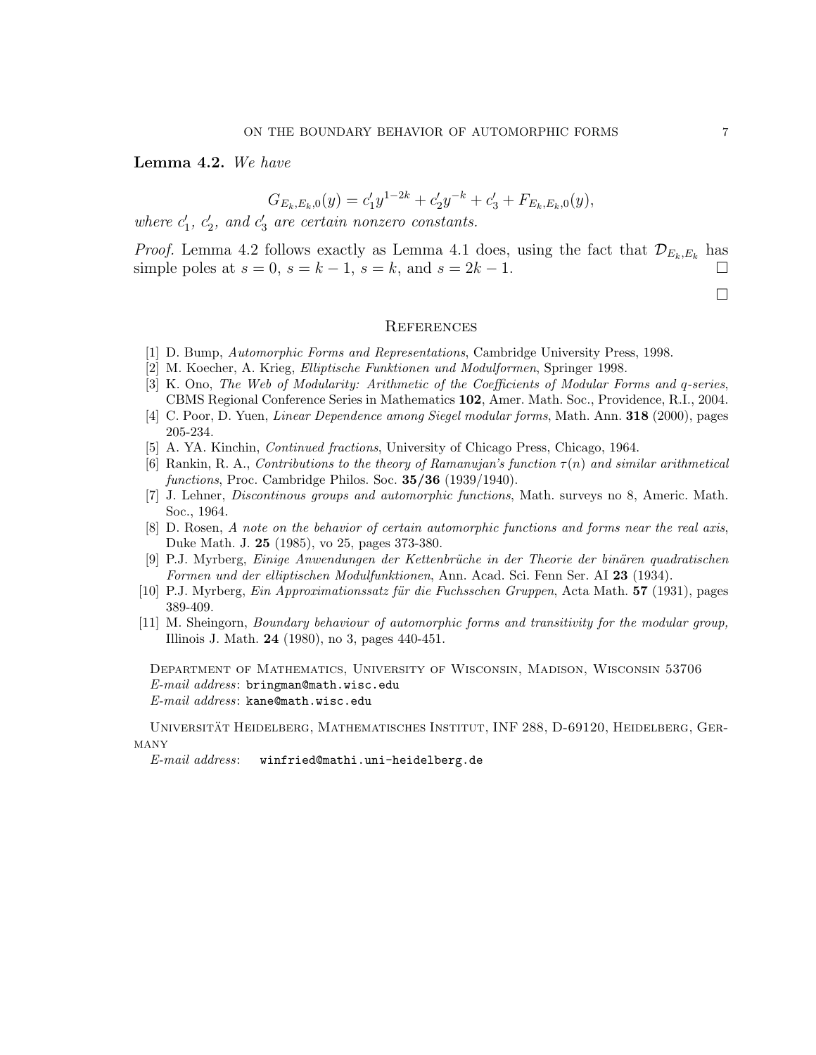**Lemma 4.2.** *We have*

$$G_{E_k,E_k,0}(y) = c_1' y^{1-2k} + c_2' y^{-k} + c_3' + F_{E_k,E_k,0}(y),$$

*where $c_1'$, $c_2'$, and $c_3'$ are certain nonzero constants.*

*Proof.* Lemma 4.2 follows exactly as Lemma 4.1 does, using the fact that $\mathcal{D}_{E_k,E_k}$ has simple poles at $s = 0$, $s = k - 1$, $s = k$, and $s = 2k - 1$. □

□

## References

[1] D. Bump, *Automorphic Forms and Representations*, Cambridge University Press, 1998.

[2] M. Koecher, A. Krieg, *Elliptische Funktionen und Modulformen*, Springer 1998.

[3] K. Ono, *The Web of Modularity: Arithmetic of the Coefficients of Modular Forms and q-series*, CBMS Regional Conference Series in Mathematics **102**, Amer. Math. Soc., Providence, R.I., 2004.

[4] C. Poor, D. Yuen, *Linear Dependence among Siegel modular forms*, Math. Ann. **318** (2000), pages 205-234.

[5] A. YA. Kinchin, *Continued fractions*, University of Chicago Press, Chicago, 1964.

[6] Rankin, R. A., *Contributions to the theory of Ramanujan's function $\tau(n)$ and similar arithmetical functions*, Proc. Cambridge Philos. Soc. **35/36** (1939/1940).

[7] J. Lehner, *Discontinous groups and automorphic functions*, Math. surveys no 8, Americ. Math. Soc., 1964.

[8] D. Rosen, *A note on the behavior of certain automorphic functions and forms near the real axis*, Duke Math. J. **25** (1985), vo 25, pages 373-380.

[9] P.J. Myrberg, *Einige Anwendungen der Kettenbrüche in der Theorie der binären quadratischen Formen und der elliptischen Modulfunktionen*, Ann. Acad. Sci. Fenn Ser. AI **23** (1934).

[10] P.J. Myrberg, *Ein Approximationssatz für die Fuchsschen Gruppen*, Acta Math. **57** (1931), pages 389-409.

[11] M. Sheingorn, *Boundary behaviour of automorphic forms and transitivity for the modular group,* Illinois J. Math. **24** (1980), no 3, pages 440-451.

Department of Mathematics, University of Wisconsin, Madison, Wisconsin 53706
*E-mail address*: bringman@math.wisc.edu
*E-mail address*: kane@math.wisc.edu

Universität Heidelberg, Mathematisches Institut, INF 288, D-69120, Heidelberg, Germany
*E-mail address*: winfried@mathi.uni-heidelberg.de